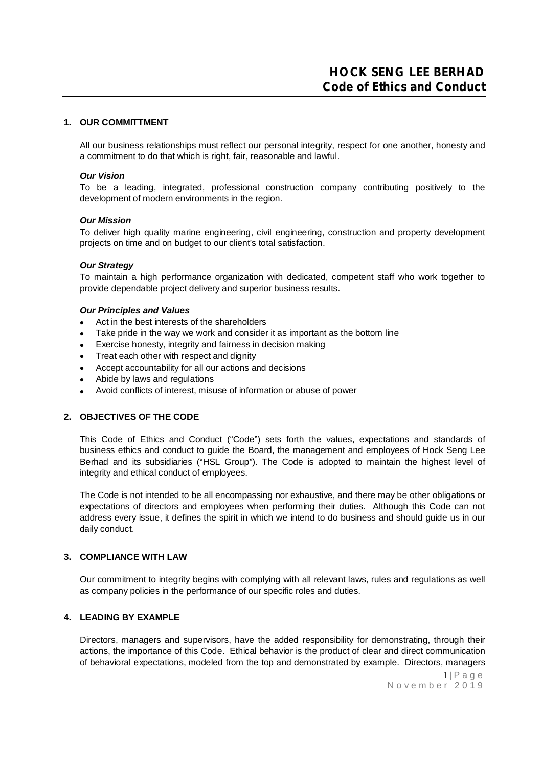# HOCK SENG LEE BERHAD
## Code of Ethics and Conduct

### 1. OUR COMMITTMENT

All our business relationships must reflect our personal integrity, respect for one another, honesty and a commitment to do that which is right, fair, reasonable and lawful.

***Our Vision***
To be a leading, integrated, professional construction company contributing positively to the development of modern environments in the region.

***Our Mission***
To deliver high quality marine engineering, civil engineering, construction and property development projects on time and on budget to our client's total satisfaction.

***Our Strategy***
To maintain a high performance organization with dedicated, competent staff who work together to provide dependable project delivery and superior business results.

***Our Principles and Values***

- Act in the best interests of the shareholders
- Take pride in the way we work and consider it as important as the bottom line
- Exercise honesty, integrity and fairness in decision making
- Treat each other with respect and dignity
- Accept accountability for all our actions and decisions
- Abide by laws and regulations
- Avoid conflicts of interest, misuse of information or abuse of power

### 2. OBJECTIVES OF THE CODE

This Code of Ethics and Conduct ("Code") sets forth the values, expectations and standards of business ethics and conduct to guide the Board, the management and employees of Hock Seng Lee Berhad and its subsidiaries ("HSL Group"). The Code is adopted to maintain the highest level of integrity and ethical conduct of employees.

The Code is not intended to be all encompassing nor exhaustive, and there may be other obligations or expectations of directors and employees when performing their duties. Although this Code can not address every issue, it defines the spirit in which we intend to do business and should guide us in our daily conduct.

### 3. COMPLIANCE WITH LAW

Our commitment to integrity begins with complying with all relevant laws, rules and regulations as well as company policies in the performance of our specific roles and duties.

### 4. LEADING BY EXAMPLE

Directors, managers and supervisors, have the added responsibility for demonstrating, through their actions, the importance of this Code. Ethical behavior is the product of clear and direct communication of behavioral expectations, modeled from the top and demonstrated by example. Directors, managers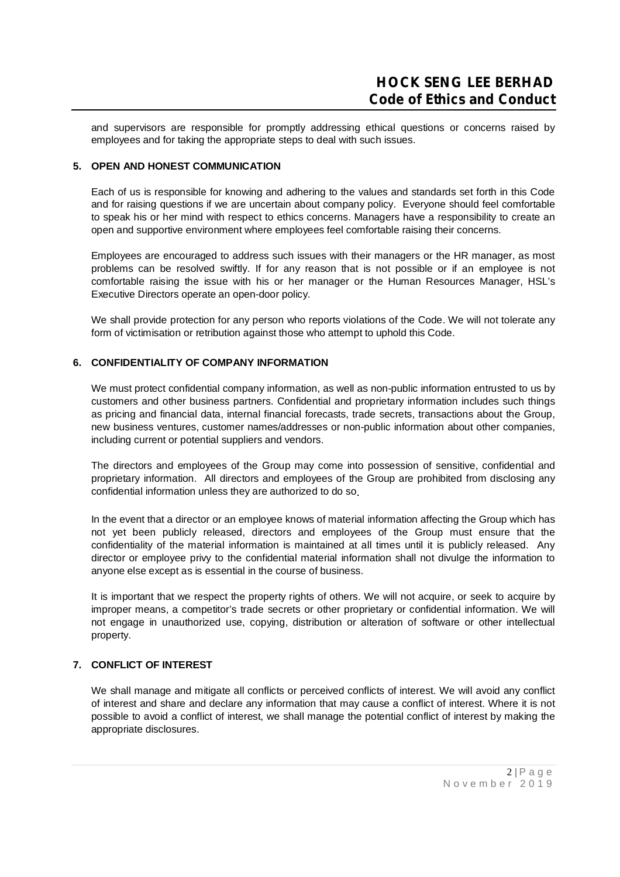and supervisors are responsible for promptly addressing ethical questions or concerns raised by employees and for taking the appropriate steps to deal with such issues.

## 5. OPEN AND HONEST COMMUNICATION

Each of us is responsible for knowing and adhering to the values and standards set forth in this Code and for raising questions if we are uncertain about company policy. Everyone should feel comfortable to speak his or her mind with respect to ethics concerns. Managers have a responsibility to create an open and supportive environment where employees feel comfortable raising their concerns.

Employees are encouraged to address such issues with their managers or the HR manager, as most problems can be resolved swiftly. If for any reason that is not possible or if an employee is not comfortable raising the issue with his or her manager or the Human Resources Manager, HSL's Executive Directors operate an open-door policy.

We shall provide protection for any person who reports violations of the Code. We will not tolerate any form of victimisation or retribution against those who attempt to uphold this Code.

## 6. CONFIDENTIALITY OF COMPANY INFORMATION

We must protect confidential company information, as well as non-public information entrusted to us by customers and other business partners. Confidential and proprietary information includes such things as pricing and financial data, internal financial forecasts, trade secrets, transactions about the Group, new business ventures, customer names/addresses or non-public information about other companies, including current or potential suppliers and vendors.

The directors and employees of the Group may come into possession of sensitive, confidential and proprietary information. All directors and employees of the Group are prohibited from disclosing any confidential information unless they are authorized to do so.

In the event that a director or an employee knows of material information affecting the Group which has not yet been publicly released, directors and employees of the Group must ensure that the confidentiality of the material information is maintained at all times until it is publicly released. Any director or employee privy to the confidential material information shall not divulge the information to anyone else except as is essential in the course of business.

It is important that we respect the property rights of others. We will not acquire, or seek to acquire by improper means, a competitor's trade secrets or other proprietary or confidential information. We will not engage in unauthorized use, copying, distribution or alteration of software or other intellectual property.

## 7. CONFLICT OF INTEREST

We shall manage and mitigate all conflicts or perceived conflicts of interest. We will avoid any conflict of interest and share and declare any information that may cause a conflict of interest. Where it is not possible to avoid a conflict of interest, we shall manage the potential conflict of interest by making the appropriate disclosures.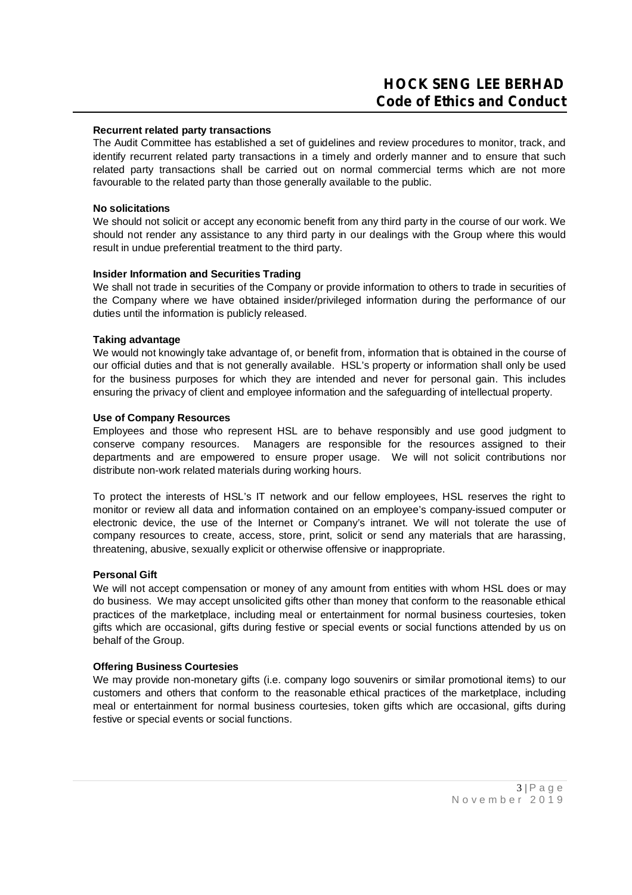**Recurrent related party transactions**

The Audit Committee has established a set of guidelines and review procedures to monitor, track, and identify recurrent related party transactions in a timely and orderly manner and to ensure that such related party transactions shall be carried out on normal commercial terms which are not more favourable to the related party than those generally available to the public.

**No solicitations**

We should not solicit or accept any economic benefit from any third party in the course of our work. We should not render any assistance to any third party in our dealings with the Group where this would result in undue preferential treatment to the third party.

**Insider Information and Securities Trading**

We shall not trade in securities of the Company or provide information to others to trade in securities of the Company where we have obtained insider/privileged information during the performance of our duties until the information is publicly released.

**Taking advantage**

We would not knowingly take advantage of, or benefit from, information that is obtained in the course of our official duties and that is not generally available. HSL's property or information shall only be used for the business purposes for which they are intended and never for personal gain. This includes ensuring the privacy of client and employee information and the safeguarding of intellectual property.

**Use of Company Resources**

Employees and those who represent HSL are to behave responsibly and use good judgment to conserve company resources. Managers are responsible for the resources assigned to their departments and are empowered to ensure proper usage. We will not solicit contributions nor distribute non-work related materials during working hours.

To protect the interests of HSL's IT network and our fellow employees, HSL reserves the right to monitor or review all data and information contained on an employee's company-issued computer or electronic device, the use of the Internet or Company's intranet. We will not tolerate the use of company resources to create, access, store, print, solicit or send any materials that are harassing, threatening, abusive, sexually explicit or otherwise offensive or inappropriate.

**Personal Gift**

We will not accept compensation or money of any amount from entities with whom HSL does or may do business. We may accept unsolicited gifts other than money that conform to the reasonable ethical practices of the marketplace, including meal or entertainment for normal business courtesies, token gifts which are occasional, gifts during festive or special events or social functions attended by us on behalf of the Group.

**Offering Business Courtesies**

We may provide non-monetary gifts (i.e. company logo souvenirs or similar promotional items) to our customers and others that conform to the reasonable ethical practices of the marketplace, including meal or entertainment for normal business courtesies, token gifts which are occasional, gifts during festive or special events or social functions.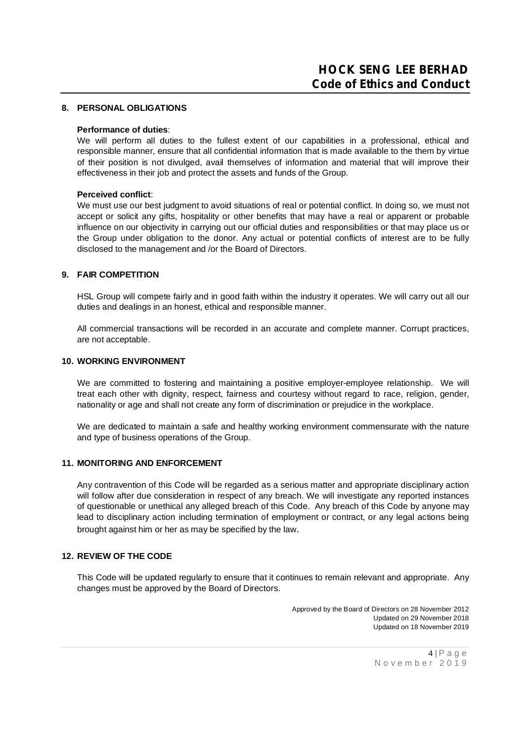## 8. PERSONAL OBLIGATIONS

**Performance of duties**:
We will perform all duties to the fullest extent of our capabilities in a professional, ethical and responsible manner, ensure that all confidential information that is made available to the them by virtue of their position is not divulged, avail themselves of information and material that will improve their effectiveness in their job and protect the assets and funds of the Group.

**Perceived conflict**:
We must use our best judgment to avoid situations of real or potential conflict. In doing so, we must not accept or solicit any gifts, hospitality or other benefits that may have a real or apparent or probable influence on our objectivity in carrying out our official duties and responsibilities or that may place us or the Group under obligation to the donor. Any actual or potential conflicts of interest are to be fully disclosed to the management and /or the Board of Directors.

## 9. FAIR COMPETITION

HSL Group will compete fairly and in good faith within the industry it operates. We will carry out all our duties and dealings in an honest, ethical and responsible manner.

All commercial transactions will be recorded in an accurate and complete manner. Corrupt practices, are not acceptable.

## 10. WORKING ENVIRONMENT

We are committed to fostering and maintaining a positive employer-employee relationship. We will treat each other with dignity, respect, fairness and courtesy without regard to race, religion, gender, nationality or age and shall not create any form of discrimination or prejudice in the workplace.

We are dedicated to maintain a safe and healthy working environment commensurate with the nature and type of business operations of the Group.

## 11. MONITORING AND ENFORCEMENT

Any contravention of this Code will be regarded as a serious matter and appropriate disciplinary action will follow after due consideration in respect of any breach. We will investigate any reported instances of questionable or unethical any alleged breach of this Code. Any breach of this Code by anyone may lead to disciplinary action including termination of employment or contract, or any legal actions being brought against him or her as may be specified by the law.

## 12. REVIEW OF THE CODE

This Code will be updated regularly to ensure that it continues to remain relevant and appropriate. Any changes must be approved by the Board of Directors.

Approved by the Board of Directors on 28 November 2012
Updated on 29 November 2018
Updated on 18 November 2019